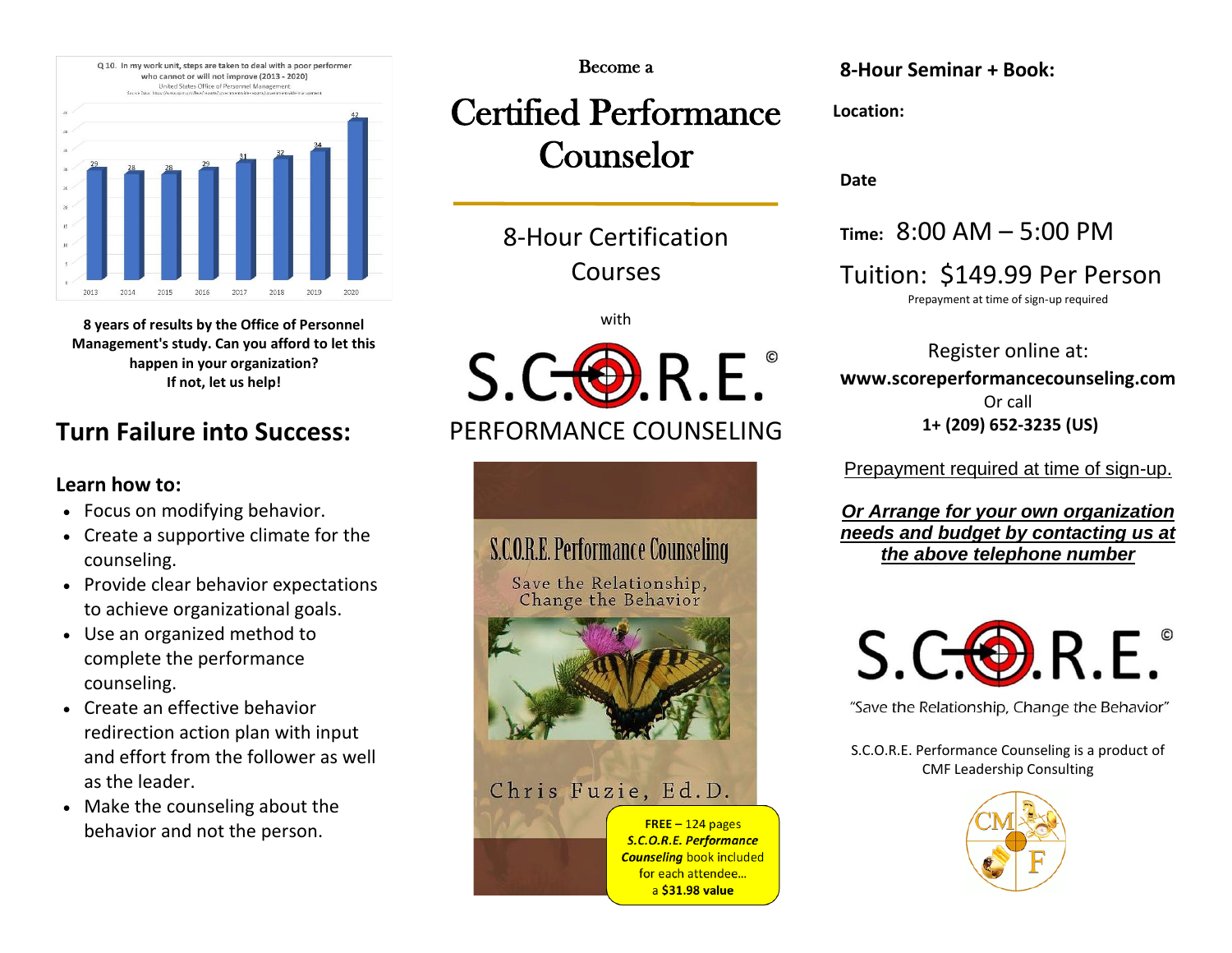Q 10. In my work unit, steps are taken to deal with a poor performer who cannot or will not improve (2013 - 2020)
United States Office of Personnel Management

| 2013 | 2014 | 2015 | 2016 | 2017 | 2018 | 2019 | 2020 |
|---|---|---|---|---|---|---|---|
| 29 | 28 | 28 | 29 | 31 | 32 | 34 | 42 |

**8 years of results by the Office of Personnel Management's study. Can you afford to let this happen in your organization? If not, let us help!**

## Turn Failure into Success:

### Learn how to:

- Focus on modifying behavior.
- Create a supportive climate for the counseling.
- Provide clear behavior expectations to achieve organizational goals.
- Use an organized method to complete the performance counseling.
- Create an effective behavior redirection action plan with input and effort from the follower as well as the leader.
- Make the counseling about the behavior and not the person.

Become a

# Certified Performance Counselor

8-Hour Certification Courses

with

S.C.O.R.E.©
PERFORMANCE COUNSELING

S.C.O.R.E. Performance Counseling
Save the Relationship, Change the Behavior
Chris Fuzie, Ed.D.

**FREE** – 124 pages ***S.C.O.R.E. Performance Counseling*** book included for each attendee… a **$31.98 value**

**8-Hour Seminar + Book:**

**Location:**

**Date**

**Time:** 8:00 AM – 5:00 PM

Tuition: $149.99 Per Person

Prepayment at time of sign-up required

Register online at:
**www.scoreperformancecounseling.com**
Or call
**1+ (209) 652-3235 (US)**

Prepayment required at time of sign-up.

***Or Arrange for your own organization needs and budget by contacting us at the above telephone number***

S.C.O.R.E.©

"Save the Relationship, Change the Behavior"

S.C.O.R.E. Performance Counseling is a product of CMF Leadership Consulting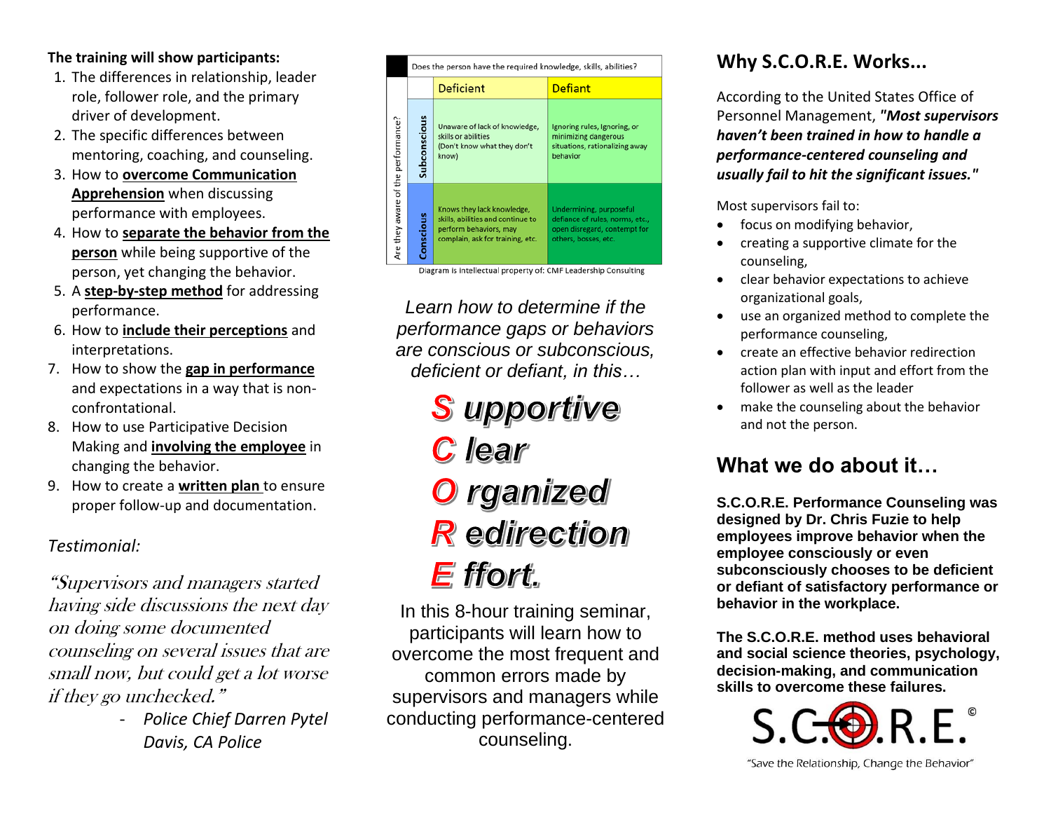**The training will show participants:**

1. The differences in relationship, leader role, follower role, and the primary driver of development.
2. The specific differences between mentoring, coaching, and counseling.
3. How to **overcome Communication Apprehension** when discussing performance with employees.
4. How to **separate the behavior from the person** while being supportive of the person, yet changing the behavior.
5. A **step-by-step method** for addressing performance.
6. How to **include their perceptions** and interpretations.
7. How to show the **gap in performance** and expectations in a way that is non-confrontational.
8. How to use Participative Decision Making and **involving the employee** in changing the behavior.
9. How to create a **written plan** to ensure proper follow-up and documentation.

*Testimonial:*

*"Supervisors and managers started having side discussions the next day on doing some documented counseling on several issues that are small now, but could get a lot worse if they go unchecked."*

- *Police Chief Darren Pytel Davis, CA Police*

| | Does the person have the required knowledge, skills, abilities? | |
|---|---|---|
| **Are they aware of the performance?** | **Deficient** | **Defiant** |
| **Subconscious** | Unaware of lack of knowledge, skills or abilities (Don't know what they don't know) | Ignoring rules, Ignoring, or minimizing dangerous situations, rationalizing away behavior |
| **Conscious** | Knows they lack knowledge, skills, abilities and continue to perform behaviors, may complain, ask for training, etc. | Undermining, purposeful defiance of rules, norms, etc., open disregard, contempt for others, bosses, etc. |

Diagram is intellectual property of: CMF Leadership Consulting

*Learn how to determine if the performance gaps or behaviors are conscious or subconscious, deficient or defiant, in this…*

***S upportive***
***C lear***
***O rganized***
***R edirection***
***E ffort.***

In this 8-hour training seminar, participants will learn how to overcome the most frequent and common errors made by supervisors and managers while conducting performance-centered counseling.

## Why S.C.O.R.E. Works...

According to the United States Office of Personnel Management, ***"Most supervisors haven't been trained in how to handle a performance-centered counseling and usually fail to hit the significant issues."***

Most supervisors fail to:

- focus on modifying behavior,
- creating a supportive climate for the counseling,
- clear behavior expectations to achieve organizational goals,
- use an organized method to complete the performance counseling,
- create an effective behavior redirection action plan with input and effort from the follower as well as the leader
- make the counseling about the behavior and not the person.

## What we do about it…

**S.C.O.R.E. Performance Counseling was designed by Dr. Chris Fuzie to help employees improve behavior when the employee consciously or even subconsciously chooses to be deficient or defiant of satisfactory performance or behavior in the workplace.**

**The S.C.O.R.E. method uses behavioral and social science theories, psychology, decision-making, and communication skills to overcome these failures.**

S.C.O.R.E.©

"Save the Relationship, Change the Behavior"